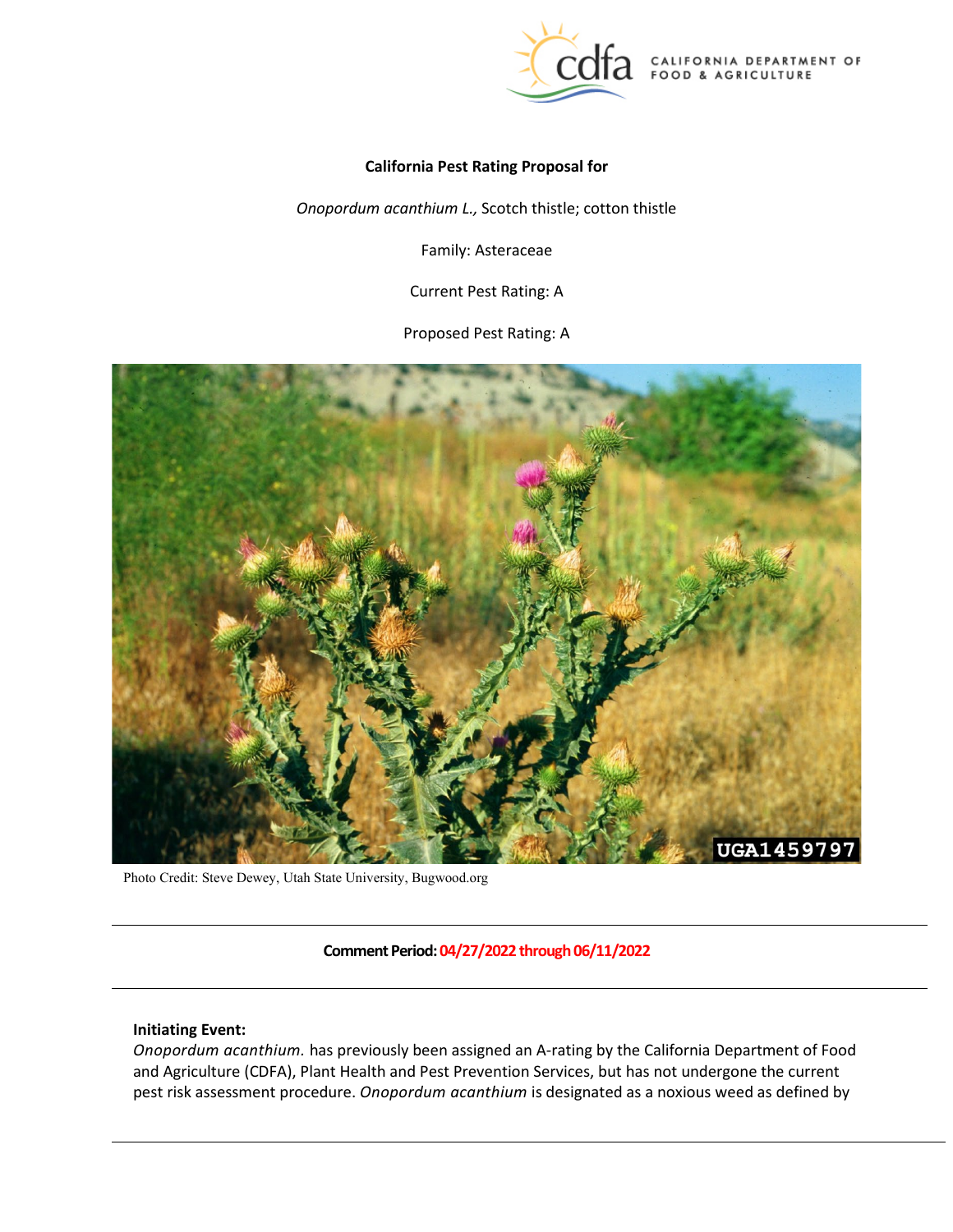**California Pest Rating Proposal for**

*Onopordum acanthium L.,* Scotch thistle; cotton thistle

Family: Asteraceae

Current Pest Rating: A

Proposed Pest Rating: A

Photo Credit: Steve Dewey, Utah State University, Bugwood.org

---

**Comment Period: 04/27/2022 through 06/11/2022**

---

**Initiating Event:**

*Onopordum acanthium.* has previously been assigned an A-rating by the California Department of Food and Agriculture (CDFA), Plant Health and Pest Prevention Services, but has not undergone the current pest risk assessment procedure. *Onopordum acanthium* is designated as a noxious weed as defined by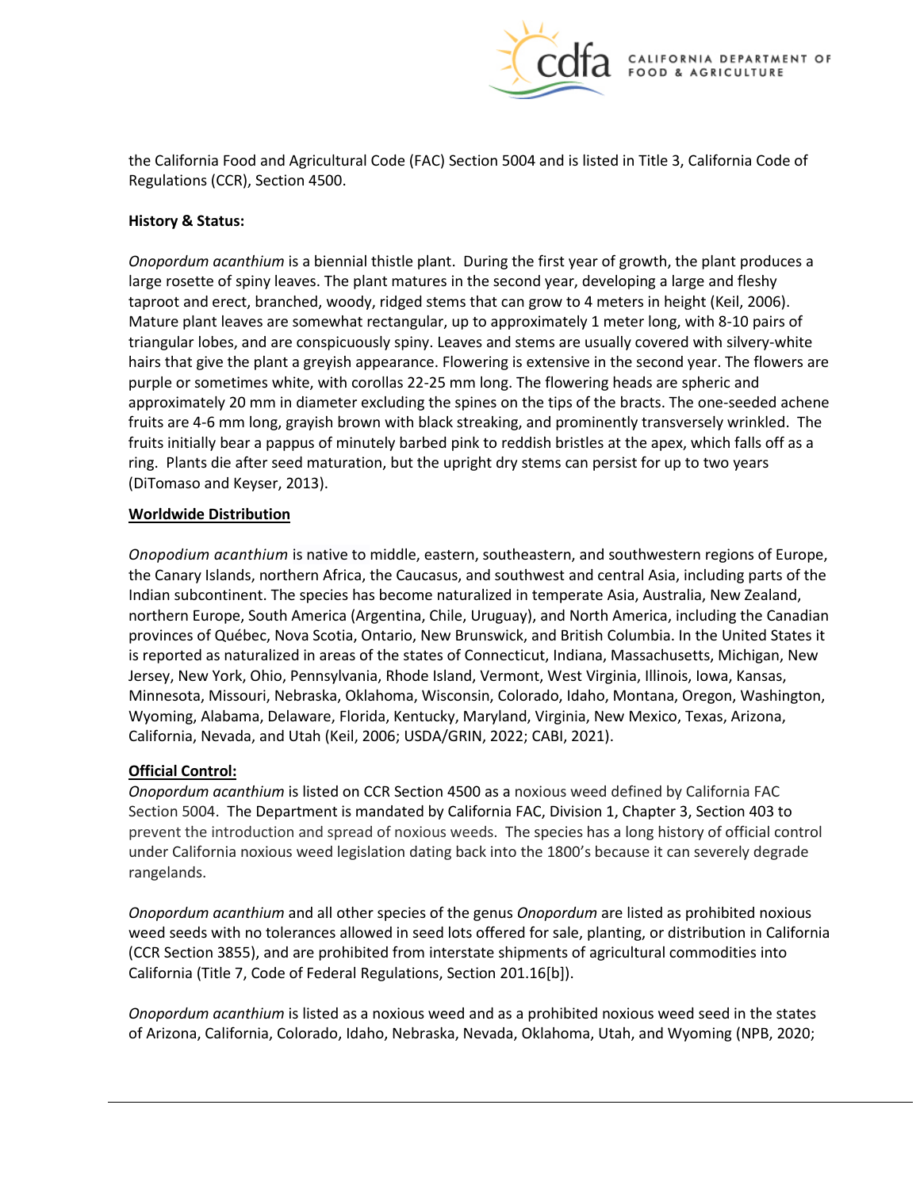the California Food and Agricultural Code (FAC) Section 5004 and is listed in Title 3, California Code of Regulations (CCR), Section 4500.

**History & Status:**

*Onopordum acanthium* is a biennial thistle plant. During the first year of growth, the plant produces a large rosette of spiny leaves. The plant matures in the second year, developing a large and fleshy taproot and erect, branched, woody, ridged stems that can grow to 4 meters in height (Keil, 2006). Mature plant leaves are somewhat rectangular, up to approximately 1 meter long, with 8-10 pairs of triangular lobes, and are conspicuously spiny. Leaves and stems are usually covered with silvery-white hairs that give the plant a greyish appearance. Flowering is extensive in the second year. The flowers are purple or sometimes white, with corollas 22-25 mm long. The flowering heads are spheric and approximately 20 mm in diameter excluding the spines on the tips of the bracts. The one-seeded achene fruits are 4-6 mm long, grayish brown with black streaking, and prominently transversely wrinkled. The fruits initially bear a pappus of minutely barbed pink to reddish bristles at the apex, which falls off as a ring. Plants die after seed maturation, but the upright dry stems can persist for up to two years (DiTomaso and Keyser, 2013).

**Worldwide Distribution**

*Onopodium acanthium* is native to middle, eastern, southeastern, and southwestern regions of Europe, the Canary Islands, northern Africa, the Caucasus, and southwest and central Asia, including parts of the Indian subcontinent. The species has become naturalized in temperate Asia, Australia, New Zealand, northern Europe, South America (Argentina, Chile, Uruguay), and North America, including the Canadian provinces of Québec, Nova Scotia, Ontario, New Brunswick, and British Columbia. In the United States it is reported as naturalized in areas of the states of Connecticut, Indiana, Massachusetts, Michigan, New Jersey, New York, Ohio, Pennsylvania, Rhode Island, Vermont, West Virginia, Illinois, Iowa, Kansas, Minnesota, Missouri, Nebraska, Oklahoma, Wisconsin, Colorado, Idaho, Montana, Oregon, Washington, Wyoming, Alabama, Delaware, Florida, Kentucky, Maryland, Virginia, New Mexico, Texas, Arizona, California, Nevada, and Utah (Keil, 2006; USDA/GRIN, 2022; CABI, 2021).

**Official Control:**

*Onopordum acanthium* is listed on CCR Section 4500 as a noxious weed defined by California FAC Section 5004. The Department is mandated by California FAC, Division 1, Chapter 3, Section 403 to prevent the introduction and spread of noxious weeds. The species has a long history of official control under California noxious weed legislation dating back into the 1800's because it can severely degrade rangelands.

*Onopordum acanthium* and all other species of the genus *Onopordum* are listed as prohibited noxious weed seeds with no tolerances allowed in seed lots offered for sale, planting, or distribution in California (CCR Section 3855), and are prohibited from interstate shipments of agricultural commodities into California (Title 7, Code of Federal Regulations, Section 201.16[b]).

*Onopordum acanthium* is listed as a noxious weed and as a prohibited noxious weed seed in the states of Arizona, California, Colorado, Idaho, Nebraska, Nevada, Oklahoma, Utah, and Wyoming (NPB, 2020;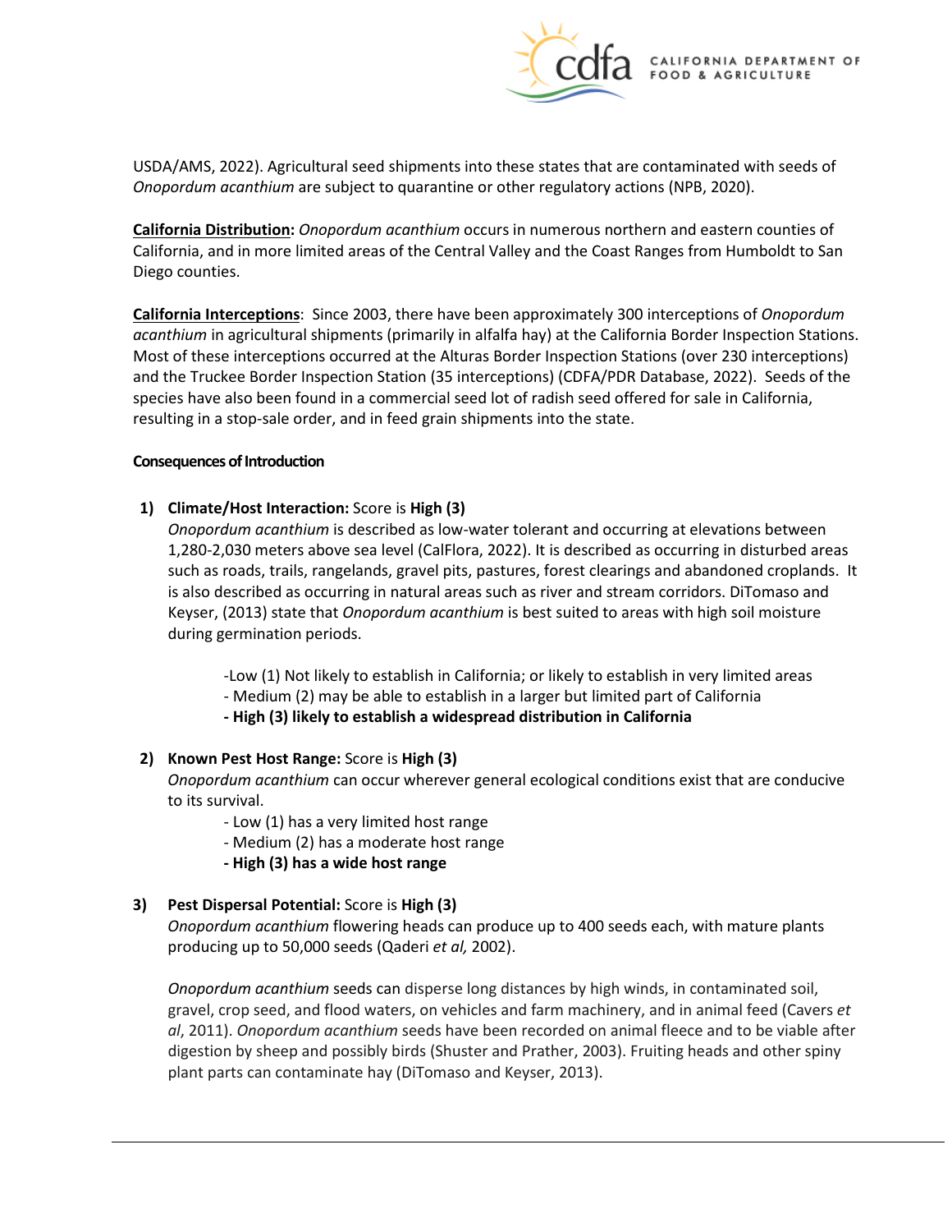USDA/AMS, 2022). Agricultural seed shipments into these states that are contaminated with seeds of *Onopordum acanthium* are subject to quarantine or other regulatory actions (NPB, 2020).

**California Distribution:** *Onopordum acanthium* occurs in numerous northern and eastern counties of California, and in more limited areas of the Central Valley and the Coast Ranges from Humboldt to San Diego counties.

**California Interceptions**: Since 2003, there have been approximately 300 interceptions of *Onopordum acanthium* in agricultural shipments (primarily in alfalfa hay) at the California Border Inspection Stations. Most of these interceptions occurred at the Alturas Border Inspection Stations (over 230 interceptions) and the Truckee Border Inspection Station (35 interceptions) (CDFA/PDR Database, 2022). Seeds of the species have also been found in a commercial seed lot of radish seed offered for sale in California, resulting in a stop-sale order, and in feed grain shipments into the state.

#### Consequences of Introduction

1) **Climate/Host Interaction:** Score is **High (3)**
   *Onopordum acanthium* is described as low-water tolerant and occurring at elevations between 1,280-2,030 meters above sea level (CalFlora, 2022). It is described as occurring in disturbed areas such as roads, trails, rangelands, gravel pits, pastures, forest clearings and abandoned croplands. It is also described as occurring in natural areas such as river and stream corridors. DiTomaso and Keyser, (2013) state that *Onopordum acanthium* is best suited to areas with high soil moisture during germination periods.

   - Low (1) Not likely to establish in California; or likely to establish in very limited areas
   - Medium (2) may be able to establish in a larger but limited part of California
   - **High (3) likely to establish a widespread distribution in California**

2) **Known Pest Host Range:** Score is **High (3)**
   *Onopordum acanthium* can occur wherever general ecological conditions exist that are conducive to its survival.

   - Low (1) has a very limited host range
   - Medium (2) has a moderate host range
   - **High (3) has a wide host range**

3) **Pest Dispersal Potential:** Score is **High (3)**
   *Onopordum acanthium* flowering heads can produce up to 400 seeds each, with mature plants producing up to 50,000 seeds (Qaderi *et al,* 2002).

   *Onopordum acanthium* seeds can disperse long distances by high winds, in contaminated soil, gravel, crop seed, and flood waters, on vehicles and farm machinery, and in animal feed (Cavers *et al*, 2011). *Onopordum acanthium* seeds have been recorded on animal fleece and to be viable after digestion by sheep and possibly birds (Shuster and Prather, 2003). Fruiting heads and other spiny plant parts can contaminate hay (DiTomaso and Keyser, 2013).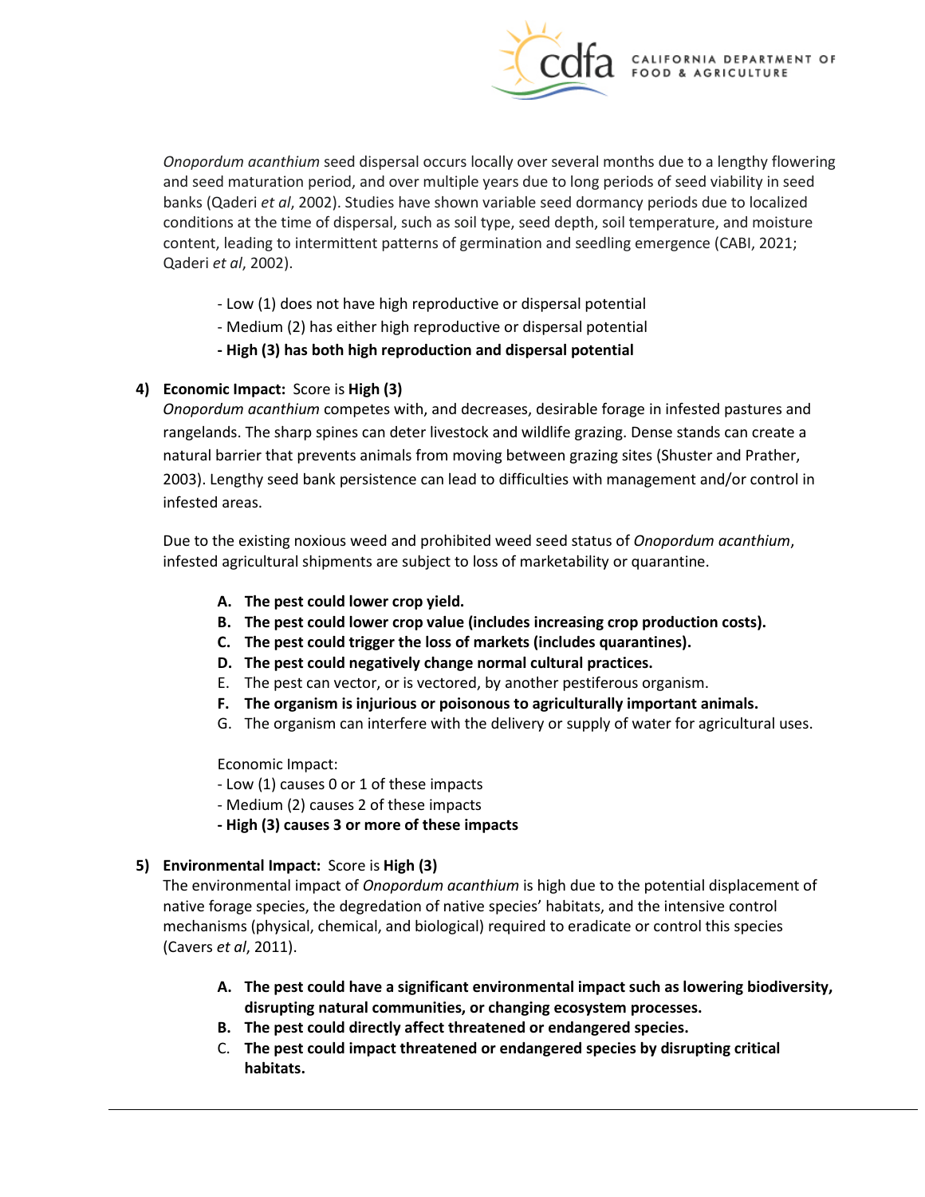*Onopordum acanthium* seed dispersal occurs locally over several months due to a lengthy flowering and seed maturation period, and over multiple years due to long periods of seed viability in seed banks (Qaderi *et al*, 2002). Studies have shown variable seed dormancy periods due to localized conditions at the time of dispersal, such as soil type, seed depth, soil temperature, and moisture content, leading to intermittent patterns of germination and seedling emergence (CABI, 2021; Qaderi *et al*, 2002).

- Low (1) does not have high reproductive or dispersal potential
- Medium (2) has either high reproductive or dispersal potential
- **High (3) has both high reproduction and dispersal potential**

4) **Economic Impact:** Score is **High (3)**

*Onopordum acanthium* competes with, and decreases, desirable forage in infested pastures and rangelands. The sharp spines can deter livestock and wildlife grazing. Dense stands can create a natural barrier that prevents animals from moving between grazing sites (Shuster and Prather, 2003). Lengthy seed bank persistence can lead to difficulties with management and/or control in infested areas.

Due to the existing noxious weed and prohibited weed seed status of *Onopordum acanthium*, infested agricultural shipments are subject to loss of marketability or quarantine.

A. **The pest could lower crop yield.**
B. **The pest could lower crop value (includes increasing crop production costs).**
C. **The pest could trigger the loss of markets (includes quarantines).**
D. **The pest could negatively change normal cultural practices.**
E. The pest can vector, or is vectored, by another pestiferous organism.
F. **The organism is injurious or poisonous to agriculturally important animals.**
G. The organism can interfere with the delivery or supply of water for agricultural uses.

Economic Impact:
- Low (1) causes 0 or 1 of these impacts
- Medium (2) causes 2 of these impacts
- **High (3) causes 3 or more of these impacts**

5) **Environmental Impact:** Score is **High (3)**

The environmental impact of *Onopordum acanthium* is high due to the potential displacement of native forage species, the degredation of native species' habitats, and the intensive control mechanisms (physical, chemical, and biological) required to eradicate or control this species (Cavers *et al*, 2011).

A. **The pest could have a significant environmental impact such as lowering biodiversity, disrupting natural communities, or changing ecosystem processes.**
B. **The pest could directly affect threatened or endangered species.**
C. **The pest could impact threatened or endangered species by disrupting critical habitats.**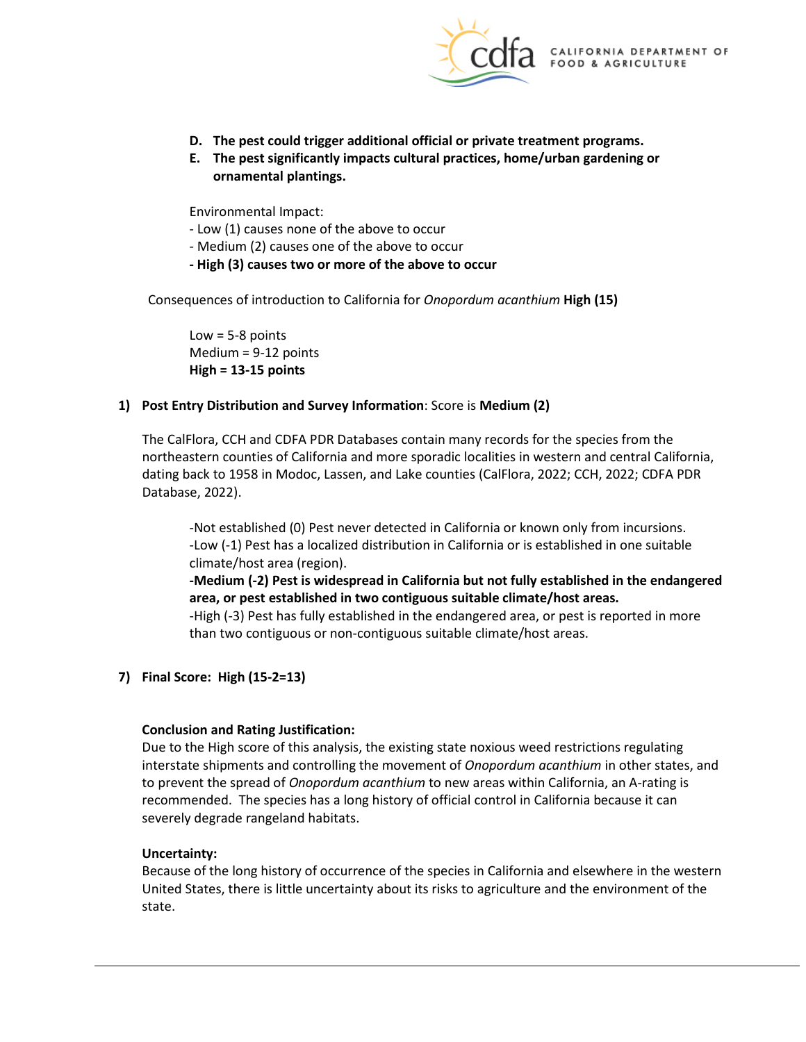- **D. The pest could trigger additional official or private treatment programs.**
- **E. The pest significantly impacts cultural practices, home/urban gardening or ornamental plantings.**

Environmental Impact:

- Low (1) causes none of the above to occur
- Medium (2) causes one of the above to occur
- **High (3) causes two or more of the above to occur**

Consequences of introduction to California for *Onopordum acanthium* **High (15)**

Low = 5-8 points
Medium = 9-12 points
**High = 13-15 points**

**1) Post Entry Distribution and Survey Information**: Score is **Medium (2)**

The CalFlora, CCH and CDFA PDR Databases contain many records for the species from the northeastern counties of California and more sporadic localities in western and central California, dating back to 1958 in Modoc, Lassen, and Lake counties (CalFlora, 2022; CCH, 2022; CDFA PDR Database, 2022).

-Not established (0) Pest never detected in California or known only from incursions.
-Low (-1) Pest has a localized distribution in California or is established in one suitable climate/host area (region).
**-Medium (-2) Pest is widespread in California but not fully established in the endangered area, or pest established in two contiguous suitable climate/host areas.**
-High (-3) Pest has fully established in the endangered area, or pest is reported in more than two contiguous or non-contiguous suitable climate/host areas.

**7) Final Score: High (15-2=13)**

**Conclusion and Rating Justification:**

Due to the High score of this analysis, the existing state noxious weed restrictions regulating interstate shipments and controlling the movement of *Onopordum acanthium* in other states, and to prevent the spread of *Onopordum acanthium* to new areas within California, an A-rating is recommended. The species has a long history of official control in California because it can severely degrade rangeland habitats.

**Uncertainty:**

Because of the long history of occurrence of the species in California and elsewhere in the western United States, there is little uncertainty about its risks to agriculture and the environment of the state.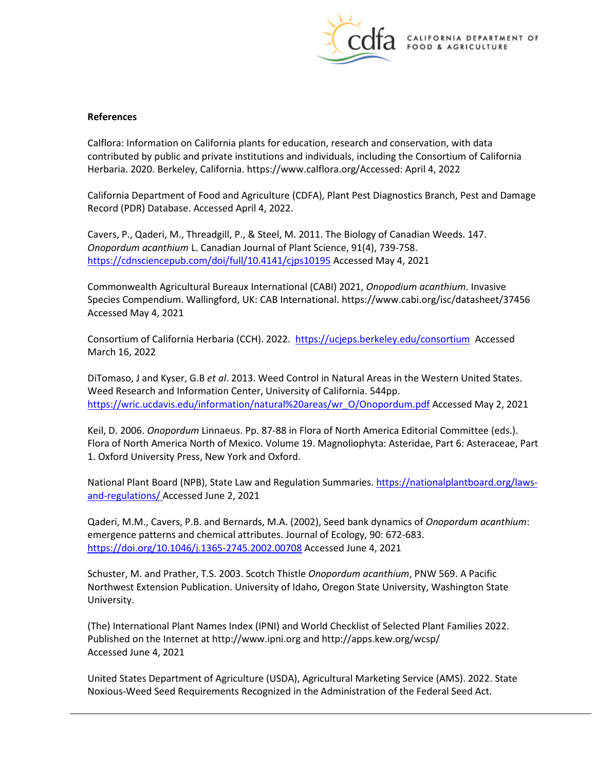**References**

Calflora: Information on California plants for education, research and conservation, with data contributed by public and private institutions and individuals, including the Consortium of California Herbaria. 2020. Berkeley, California. https://www.calflora.org/Accessed: April 4, 2022

California Department of Food and Agriculture (CDFA), Plant Pest Diagnostics Branch, Pest and Damage Record (PDR) Database. Accessed April 4, 2022.

Cavers, P., Qaderi, M., Threadgill, P., & Steel, M. 2011. The Biology of Canadian Weeds. 147. *Onopordum acanthium* L. Canadian Journal of Plant Science, 91(4), 739-758. https://cdnsciencepub.com/doi/full/10.4141/cjps10195 Accessed May 4, 2021

Commonwealth Agricultural Bureaux International (CABI) 2021, *Onopodium acanthium*. Invasive Species Compendium. Wallingford, UK: CAB International. https://www.cabi.org/isc/datasheet/37456 Accessed May 4, 2021

Consortium of California Herbaria (CCH). 2022. https://ucjeps.berkeley.edu/consortium Accessed March 16, 2022

DiTomaso, J and Kyser, G.B *et al*. 2013. Weed Control in Natural Areas in the Western United States. Weed Research and Information Center, University of California. 544pp. https://wric.ucdavis.edu/information/natural%20areas/wr_O/Onopordum.pdf Accessed May 2, 2021

Keil, D. 2006. *Onopordum* Linnaeus. Pp. 87-88 in Flora of North America Editorial Committee (eds.). Flora of North America North of Mexico. Volume 19. Magnoliophyta: Asteridae, Part 6: Asteraceae, Part 1. Oxford University Press, New York and Oxford.

National Plant Board (NPB), State Law and Regulation Summaries. https://nationalplantboard.org/laws-and-regulations/ Accessed June 2, 2021

Qaderi, M.M., Cavers, P.B. and Bernards, M.A. (2002), Seed bank dynamics of *Onopordum acanthium*: emergence patterns and chemical attributes. Journal of Ecology, 90: 672-683. https://doi.org/10.1046/j.1365-2745.2002.00708 Accessed June 4, 2021

Schuster, M. and Prather, T.S. 2003. Scotch Thistle *Onopordum acanthium*, PNW 569. A Pacific Northwest Extension Publication. University of Idaho, Oregon State University, Washington State University.

(The) International Plant Names Index (IPNI) and World Checklist of Selected Plant Families 2022. Published on the Internet at http://www.ipni.org and http://apps.kew.org/wcsp/ Accessed June 4, 2021

United States Department of Agriculture (USDA), Agricultural Marketing Service (AMS). 2022. State Noxious-Weed Seed Requirements Recognized in the Administration of the Federal Seed Act.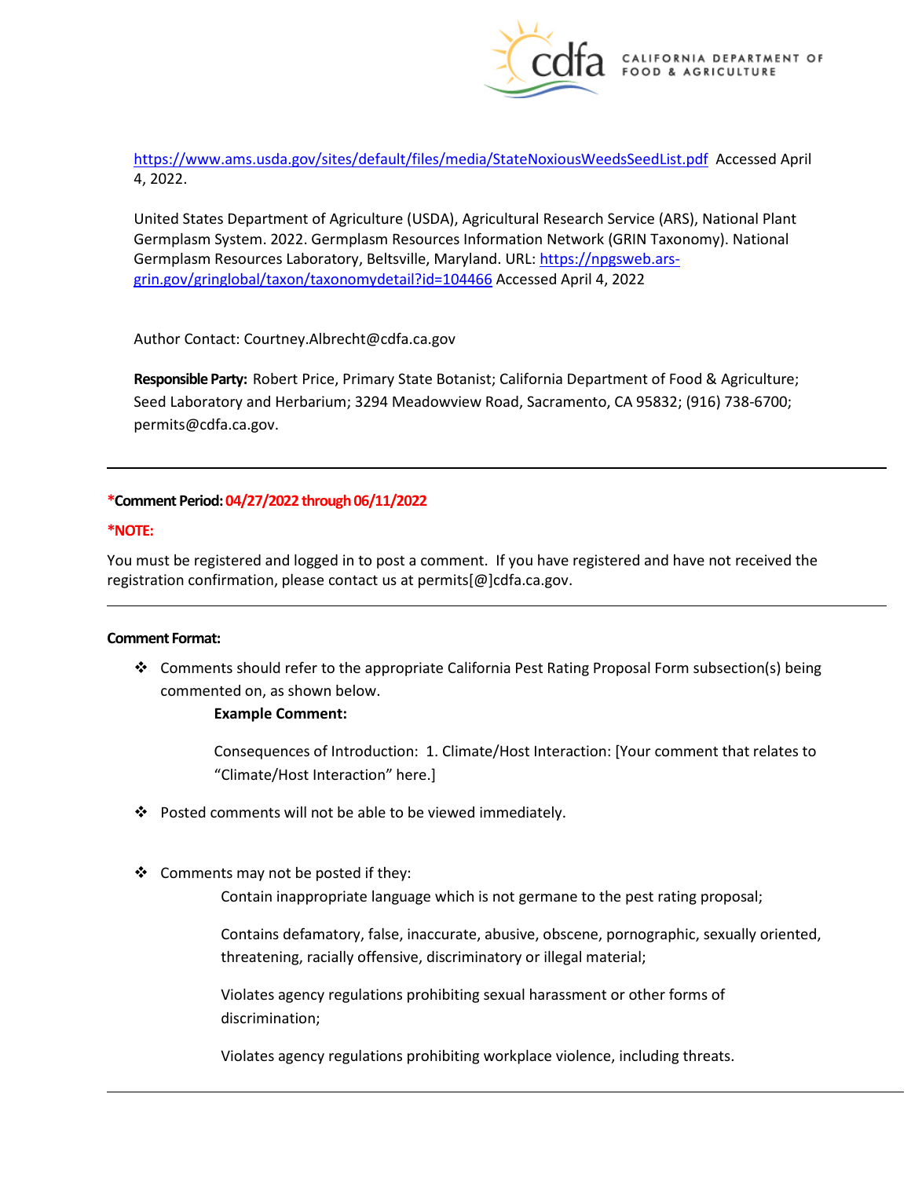https://www.ams.usda.gov/sites/default/files/media/StateNoxiousWeedsSeedList.pdf Accessed April 4, 2022.

United States Department of Agriculture (USDA), Agricultural Research Service (ARS), National Plant Germplasm System. 2022. Germplasm Resources Information Network (GRIN Taxonomy). National Germplasm Resources Laboratory, Beltsville, Maryland. URL: https://npgsweb.ars-grin.gov/gringlobal/taxon/taxonomydetail?id=104466 Accessed April 4, 2022

Author Contact: Courtney.Albrecht@cdfa.ca.gov

**Responsible Party:** Robert Price, Primary State Botanist; California Department of Food & Agriculture; Seed Laboratory and Herbarium; 3294 Meadowview Road, Sacramento, CA 95832; (916) 738-6700; permits@cdfa.ca.gov.

---

***Comment Period:** **04/27/2022 through 06/11/2022**

***NOTE:**

You must be registered and logged in to post a comment. If you have registered and have not received the registration confirmation, please contact us at permits[@]cdfa.ca.gov.

---

**Comment Format:**

- Comments should refer to the appropriate California Pest Rating Proposal Form subsection(s) being commented on, as shown below.

  **Example Comment:**

  Consequences of Introduction: 1. Climate/Host Interaction: [Your comment that relates to "Climate/Host Interaction" here.]

- Posted comments will not be able to be viewed immediately.

- Comments may not be posted if they:

  Contain inappropriate language which is not germane to the pest rating proposal;

  Contains defamatory, false, inaccurate, abusive, obscene, pornographic, sexually oriented, threatening, racially offensive, discriminatory or illegal material;

  Violates agency regulations prohibiting sexual harassment or other forms of discrimination;

  Violates agency regulations prohibiting workplace violence, including threats.

---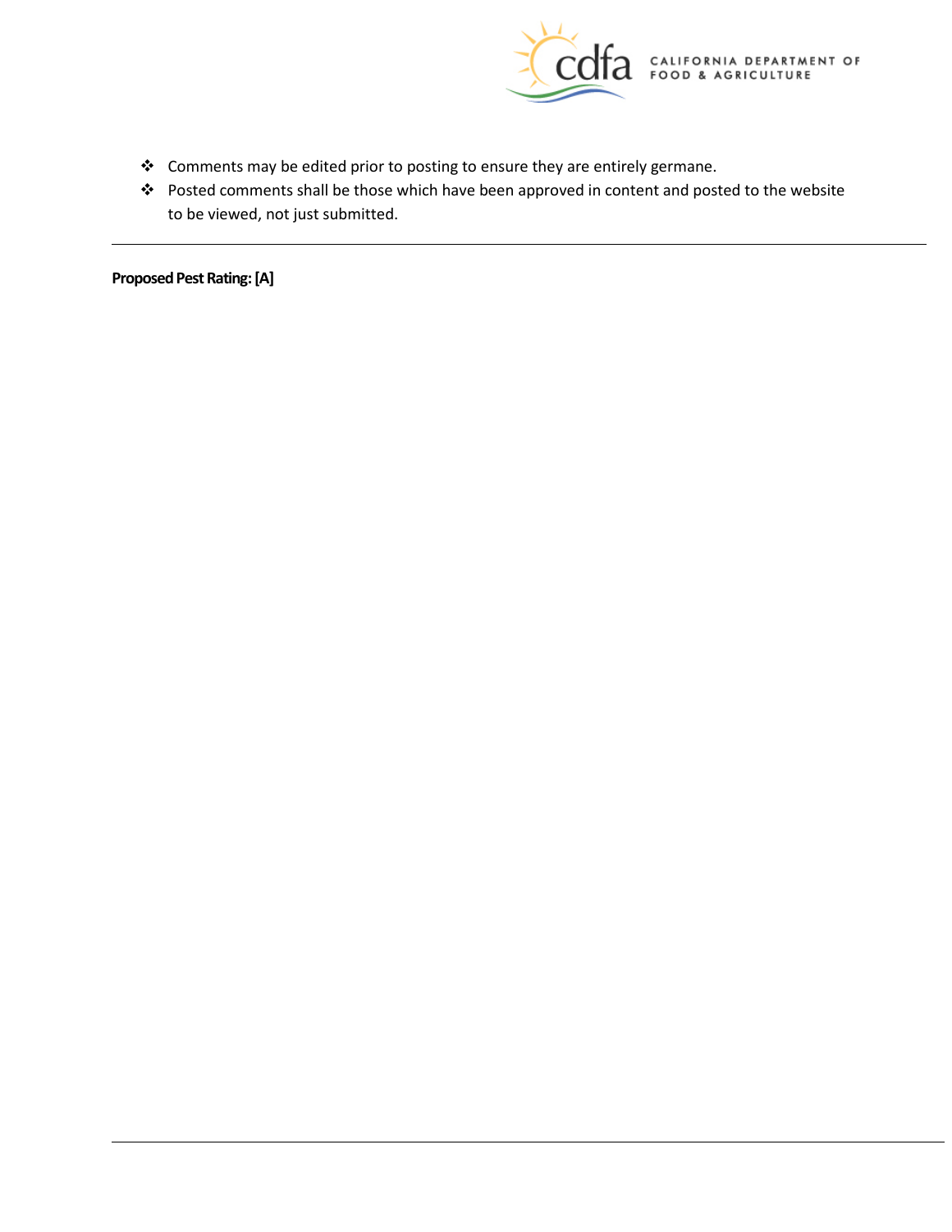- ❖ Comments may be edited prior to posting to ensure they are entirely germane.
- ❖ Posted comments shall be those which have been approved in content and posted to the website to be viewed, not just submitted.

---

**Proposed Pest Rating: [A]**